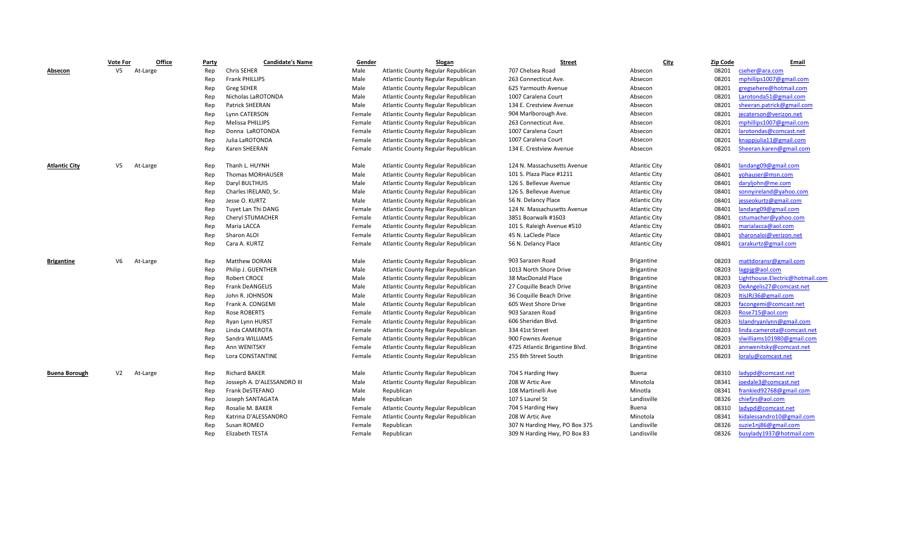| | Vote For | Office | Party | Candidate's Name | Gender | Slogan | Street | City | Zip Code | Email |
|---|---|---|---|---|---|---|---|---|---|---|
| **Absecon** | V5 | At-Large | Rep | Chris SEHER | Male | Atlantic County Regular Republican | 707 Chelsea Road | Absecon | 08201 | cseher@ara.com |
| | | | Rep | Frank PHILLIPS | Male | Atlantic County Regular Republican | 263 Connecticut Ave. | Absecon | 08201 | mphillips1007@gmail.com |
| | | | Rep | Greg SEHER | Male | Atlantic County Regular Republican | 625 Yarmouth Avenue | Absecon | 08201 | gregsehere@hotmail.com |
| | | | Rep | Nicholas LaROTONDA | Male | Atlantic County Regular Republican | 1007 Caralena Court | Absecon | 08201 | Larotonda51@gmail.com |
| | | | Rep | Patrick SHEERAN | Male | Atlantic County Regular Republican | 134 E. Crestview Avenue | Absecon | 08201 | sheeran.patrick@gmail.com |
| | | | Rep | Lynn CATERSON | Female | Atlantic County Regular Republican | 904 Marlborough Ave. | Absecon | 08201 | jecaterson@verizon.net |
| | | | Rep | Melissa PHILLIPS | Female | Atlantic County Regular Republican | 263 Connecticut Ave. | Absecon | 08201 | mphillips1007@gmail.com |
| | | | Rep | Donna LaROTONDA | Female | Atlantic County Regular Republican | 1007 Caralena Court | Absecon | 08201 | larotondas@comcast.net |
| | | | Rep | Julia LaROTONDA | Female | Atlantic County Regular Republican | 1007 Caralena Court | Absecon | 08201 | knappjulia11@gmail.com |
| | | | Rep | Karen SHEERAN | Female | Atlantic County Regular Republican | 134 E. Crestview Avenue | Absecon | 08201 | Sheeran.karen@gmail.com |
| **Atlantic City** | V5 | At-Large | Rep | Thanh L. HUYNH | Male | Atlantic County Regular Republican | 124 N. Massachusetts Avenue | Atlantic City | 08401 | landang09@gmail.com |
| | | | Rep | Thomas MORHAUSER | Male | Atlantic County Regular Republican | 101 S. Plaza Place #1211 | Atlantic City | 08401 | yohauser@msn.com |
| | | | Rep | Daryl BULTHUIS | Male | Atlantic County Regular Republican | 126 S. Bellevue Avenue | Atlantic City | 08401 | daryljohn@me.com |
| | | | Rep | Charles IRELAND, Sr. | Male | Atlantic County Regular Republican | 126 S. Bellevue Avenue | Atlantic City | 08401 | sonnyireland@yahoo.com |
| | | | Rep | Jesse O. KURTZ | Male | Atlantic County Regular Republican | 56 N. Delancy Place | Atlantic City | 08401 | jesseokurtz@gmail.com |
| | | | Rep | Tuyet Lan Thi DANG | Female | Atlantic County Regular Republican | 124 N. Massachusetts Avenue | Atlantic City | 08401 | landang09@gmail.com |
| | | | Rep | Cheryl STUMACHER | Female | Atlantic County Regular Republican | 3851 Boarwalk #1603 | Atlantic City | 08401 | cstumacher@yahoo.com |
| | | | Rep | Maria LACCA | Female | Atlantic County Regular Republican | 101 S. Raleigh Avenue #510 | Atlantic City | 08401 | marialacca@aol.com |
| | | | Rep | Sharon ALOI | Female | Atlantic County Regular Republican | 45 N. LaClede Place | Atlantic City | 08401 | sharonaloi@verizon.net |
| | | | Rep | Cara A. KURTZ | Female | Atlantic County Regular Republican | 56 N. Delancy Place | Atlantic City | 08401 | carakurtz@gmail.com |
| **Brigantine** | V6 | At-Large | Rep | Matthew DORAN | Male | Atlantic County Regular Republican | 903 Sarazen Road | Brigantine | 08203 | mattdoransr@gmail.com |
| | | | Rep | Philip J. GUENTHER | Male | Atlantic County Regular Republican | 1013 North Shore Drive | Brigantine | 08203 | lagpjg@aol.com |
| | | | Rep | Robert CROCE | Male | Atlantic County Regular Republican | 38 MacDonald Place | Brigantine | 08203 | Lighthouse.Electric@hotmail.com |
| | | | Rep | Frank DeANGELIS | Male | Atlantic County Regular Republican | 27 Coquille Beach Drive | Brigantine | 08203 | DeAngelis27@comcast.net |
| | | | Rep | John R. JOHNSON | Male | Atlantic County Regular Republican | 36 Coquille Beach Drive | Brigantine | 08203 | ItisJRJ36@gmail.com |
| | | | Rep | Frank A. CONGEMI | Male | Atlantic County Regular Republican | 605 West Shore Drive | Brigantine | 08203 | facongemi@comcast.net |
| | | | Rep | Rose ROBERTS | Female | Atlantic County Regular Republican | 903 Sarazen Road | Brigantine | 08203 | Rose715@aol.com |
| | | | Rep | Ryan Lynn HURST | Female | Atlantic County Regular Republican | 606 Sheridan Blvd. | Brigantine | 08203 | Islandryanlynn@gmail.com |
| | | | Rep | Linda CAMEROTA | Female | Atlantic County Regular Republican | 334 41st Street | Brigantine | 08203 | linda.camerota@comcast.net |
| | | | Rep | Sandra WILLIAMS | Female | Atlantic County Regular Republican | 900 Fownes Avenue | Brigantine | 08203 | slwilliams101980@gmail.com |
| | | | Rep | Ann WENITSKY | Female | Atlantic County Regular Republican | 4725 Atlantic Brigantine Blvd. | Brigantine | 08203 | annwenitsky@comcast.net |
| | | | Rep | Lora CONSTANTINE | Female | Atlantic County Regular Republican | 255 8th Street South | Brigantine | 08203 | loralu@comcast.net |
| **Buena Borough** | V2 | At-Large | Rep | Richard BAKER | Male | Atlantic County Regular Republican | 704 S Harding Hwy | Buena | 08310 | ladypd@comcast.net |
| | | | Rep | Josseph A. D'ALESSANDRO III | Male | Atlantic County Regular Republican | 208 W Artic Ave | Minotola | 08341 | joedale3@comcast.net |
| | | | Rep | Frank DeSTEFANO | Male | Republican | 108 Martinelli Ave | Minotla | 08341 | frankied92768@gmail.com |
| | | | Rep | Joseph SANTAGATA | Male | Republican | 107 S Laurel St | Landisville | 08326 | chiefjrs@aol.com |
| | | | Rep | Rosalie M. BAKER | Female | Atlantic County Regular Republican | 704 S Harding Hwy | Buena | 08310 | ladypd@comcast.net |
| | | | Rep | Katrina D'ALESSANDRO | Female | Atlantic County Regular Republican | 208 W Artic Ave | Minotola | 08341 | kidalessandro10@gmail.com |
| | | | Rep | Susan ROMEO | Female | Republican | 307 N Harding Hwy, PO Box 375 | Landisville | 08326 | suzie1nj86@gmail.com |
| | | | Rep | Elizabeth TESTA | Female | Republican | 309 N Harding Hwy, PO Box 83 | Landisville | 08326 | busylady1937@hotmail.com |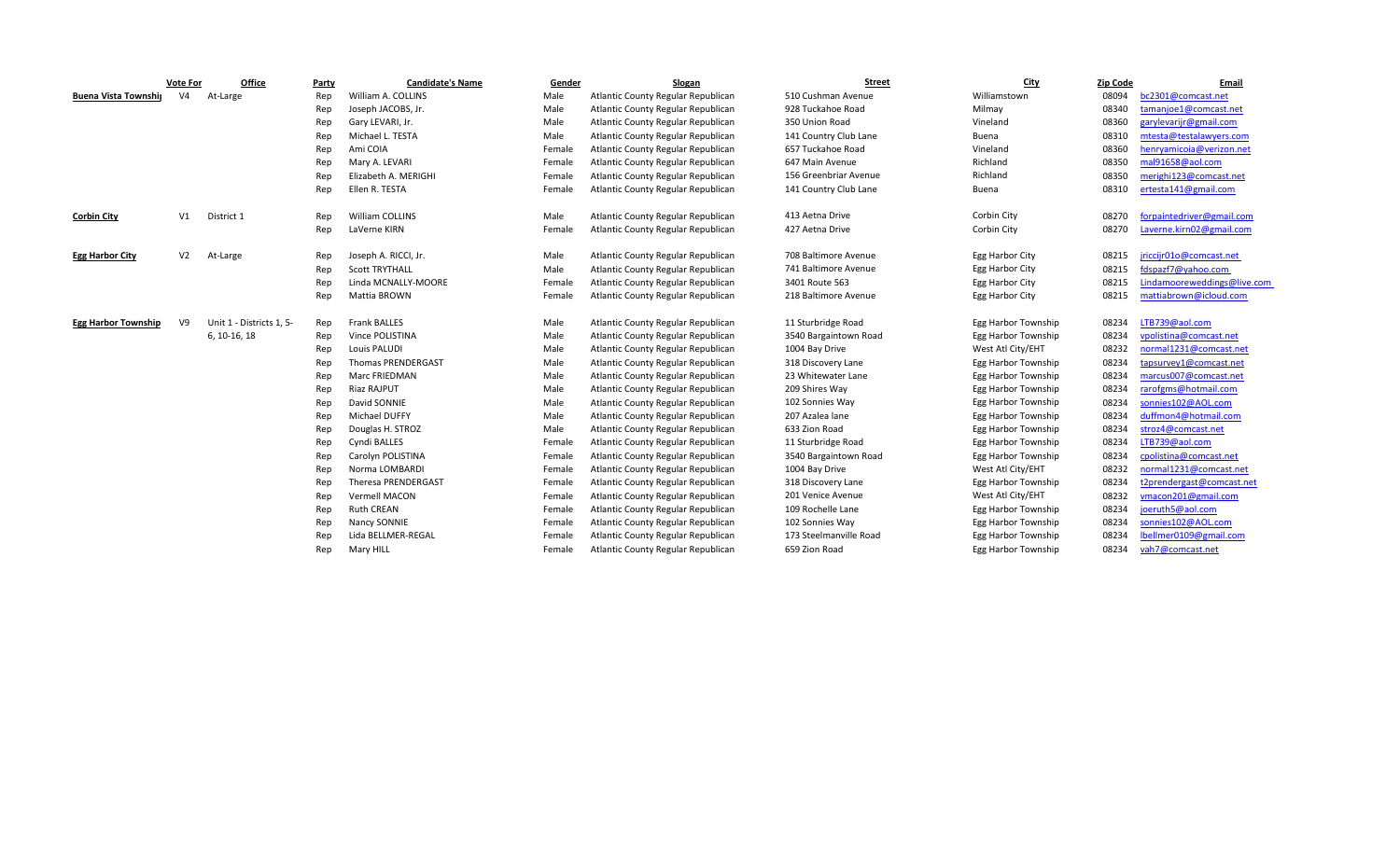| | Vote For | Office | Party | Candidate's Name | Gender | Slogan | Street | City | Zip Code | Email |
|---|---|---|---|---|---|---|---|---|---|---|
| **Buena Vista Townshi** | V4 | At-Large | Rep | William A. COLLINS | Male | Atlantic County Regular Republican | 510 Cushman Avenue | Williamstown | 08094 | bc2301@comcast.net |
| | | | Rep | Joseph JACOBS, Jr. | Male | Atlantic County Regular Republican | 928 Tuckahoe Road | Milmay | 08340 | tamanjoe1@comcast.net |
| | | | Rep | Gary LEVARI, Jr. | Male | Atlantic County Regular Republican | 350 Union Road | Vineland | 08360 | garylevarijr@gmail.com |
| | | | Rep | Michael L. TESTA | Male | Atlantic County Regular Republican | 141 Country Club Lane | Buena | 08310 | mtesta@testalawyers.com |
| | | | Rep | Ami COIA | Female | Atlantic County Regular Republican | 657 Tuckahoe Road | Vineland | 08360 | henryamicoia@verizon.net |
| | | | Rep | Mary A. LEVARI | Female | Atlantic County Regular Republican | 647 Main Avenue | Richland | 08350 | mal91658@aol.com |
| | | | Rep | Elizabeth A. MERIGHI | Female | Atlantic County Regular Republican | 156 Greenbriar Avenue | Richland | 08350 | merighi123@comcast.net |
| | | | Rep | Ellen R. TESTA | Female | Atlantic County Regular Republican | 141 Country Club Lane | Buena | 08310 | ertesta141@gmail.com |
| **Corbin City** | V1 | District 1 | Rep | William COLLINS | Male | Atlantic County Regular Republican | 413 Aetna Drive | Corbin City | 08270 | forpaintedriver@gmail.com |
| | | | Rep | LaVerne KIRN | Female | Atlantic County Regular Republican | 427 Aetna Drive | Corbin City | 08270 | Laverne.kirn02@gmail.com |
| **Egg Harbor City** | V2 | At-Large | Rep | Joseph A. RICCI, Jr. | Male | Atlantic County Regular Republican | 708 Baltimore Avenue | Egg Harbor City | 08215 | jriccijr01o@comcast.net |
| | | | Rep | Scott TRYTHALL | Male | Atlantic County Regular Republican | 741 Baltimore Avenue | Egg Harbor City | 08215 | fdspazf7@yahoo.com |
| | | | Rep | Linda MCNALLY-MOORE | Female | Atlantic County Regular Republican | 3401 Route 563 | Egg Harbor City | 08215 | Lindamooreweddings@live.com |
| | | | Rep | Mattia BROWN | Female | Atlantic County Regular Republican | 218 Baltimore Avenue | Egg Harbor City | 08215 | mattiabrown@icloud.com |
| **Egg Harbor Township** | V9 | Unit 1 - Districts 1, 5-6, 10-16, 18 | Rep | Frank BALLES | Male | Atlantic County Regular Republican | 11 Sturbridge Road | Egg Harbor Township | 08234 | LTB739@aol.com |
| | | | Rep | Vince POLISTINA | Male | Atlantic County Regular Republican | 3540 Bargaintown Road | Egg Harbor Township | 08234 | vpolistina@comcast.net |
| | | | Rep | Louis PALUDI | Male | Atlantic County Regular Republican | 1004 Bay Drive | West Atl City/EHT | 08232 | normal1231@comcast.net |
| | | | Rep | Thomas PRENDERGAST | Male | Atlantic County Regular Republican | 318 Discovery Lane | Egg Harbor Township | 08234 | tapsurvey1@comcast.net |
| | | | Rep | Marc FRIEDMAN | Male | Atlantic County Regular Republican | 23 Whitewater Lane | Egg Harbor Township | 08234 | marcus007@comcast.net |
| | | | Rep | Riaz RAJPUT | Male | Atlantic County Regular Republican | 209 Shires Way | Egg Harbor Township | 08234 | rarofgms@hotmail.com |
| | | | Rep | David SONNIE | Male | Atlantic County Regular Republican | 102 Sonnies Way | Egg Harbor Township | 08234 | sonnies102@AOL.com |
| | | | Rep | Michael DUFFY | Male | Atlantic County Regular Republican | 207 Azalea lane | Egg Harbor Township | 08234 | duffmon4@hotmail.com |
| | | | Rep | Douglas H. STROZ | Male | Atlantic County Regular Republican | 633 Zion Road | Egg Harbor Township | 08234 | stroz4@comcast.net |
| | | | Rep | Cyndi BALLES | Female | Atlantic County Regular Republican | 11 Sturbridge Road | Egg Harbor Township | 08234 | LTB739@aol.com |
| | | | Rep | Carolyn POLISTINA | Female | Atlantic County Regular Republican | 3540 Bargaintown Road | Egg Harbor Township | 08234 | cpolistina@comcast.net |
| | | | Rep | Norma LOMBARDI | Female | Atlantic County Regular Republican | 1004 Bay Drive | West Atl City/EHT | 08232 | normal1231@comcast.net |
| | | | Rep | Theresa PRENDERGAST | Female | Atlantic County Regular Republican | 318 Discovery Lane | Egg Harbor Township | 08234 | t2prendergast@comcast.net |
| | | | Rep | Vermell MACON | Female | Atlantic County Regular Republican | 201 Venice Avenue | West Atl City/EHT | 08232 | vmacon201@gmail.com |
| | | | Rep | Ruth CREAN | Female | Atlantic County Regular Republican | 109 Rochelle Lane | Egg Harbor Township | 08234 | joeruth5@aol.com |
| | | | Rep | Nancy SONNIE | Female | Atlantic County Regular Republican | 102 Sonnies Way | Egg Harbor Township | 08234 | sonnies102@AOL.com |
| | | | Rep | Lida BELLMER-REGAL | Female | Atlantic County Regular Republican | 173 Steelmanville Road | Egg Harbor Township | 08234 | lbellmer0109@gmail.com |
| | | | Rep | Mary HILL | Female | Atlantic County Regular Republican | 659 Zion Road | Egg Harbor Township | 08234 | vah7@comcast.net |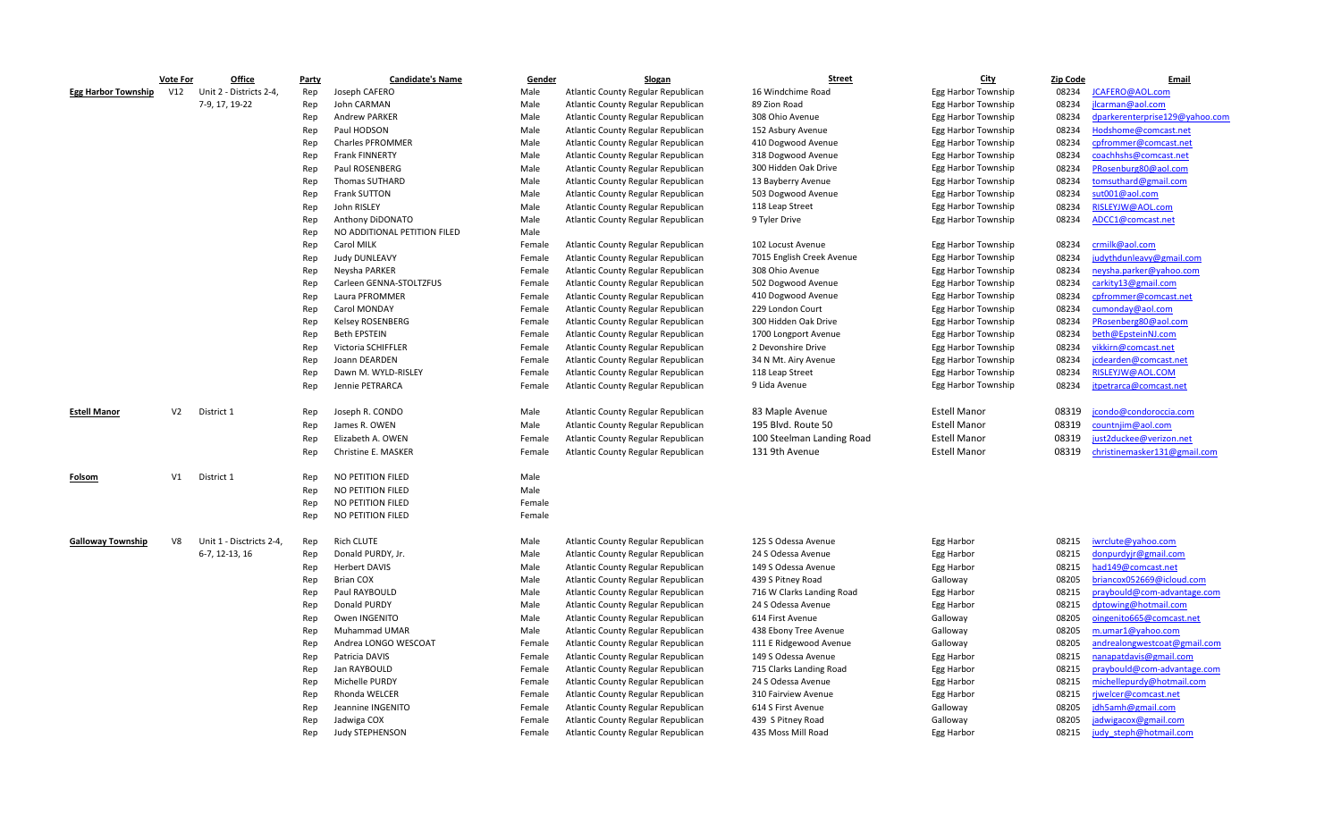| | Vote For | Office | Party | Candidate's Name | Gender | Slogan | Street | City | Zip Code | Email |
|---|---|---|---|---|---|---|---|---|---|---|
| **Egg Harbor Township** | V12 | Unit 2 - Districts 2-4, 7-9, 17, 19-22 | Rep | Joseph CAFERO | Male | Atlantic County Regular Republican | 16 Windchime Road | Egg Harbor Township | 08234 | JCAFERO@AOL.com |
| | | | Rep | John CARMAN | Male | Atlantic County Regular Republican | 89 Zion Road | Egg Harbor Township | 08234 | jlcarman@aol.com |
| | | | Rep | Andrew PARKER | Male | Atlantic County Regular Republican | 308 Ohio Avenue | Egg Harbor Township | 08234 | dparkerenterprise129@yahoo.com |
| | | | Rep | Paul HODSON | Male | Atlantic County Regular Republican | 152 Asbury Avenue | Egg Harbor Township | 08234 | Hodshome@comcast.net |
| | | | Rep | Charles PFROMMER | Male | Atlantic County Regular Republican | 410 Dogwood Avenue | Egg Harbor Township | 08234 | cpfrommer@comcast.net |
| | | | Rep | Frank FINNERTY | Male | Atlantic County Regular Republican | 318 Dogwood Avenue | Egg Harbor Township | 08234 | coachhshs@comcast.net |
| | | | Rep | Paul ROSENBERG | Male | Atlantic County Regular Republican | 300 Hidden Oak Drive | Egg Harbor Township | 08234 | PRosenburg80@aol.com |
| | | | Rep | Thomas SUTHARD | Male | Atlantic County Regular Republican | 13 Bayberry Avenue | Egg Harbor Township | 08234 | tomsuthard@gmail.com |
| | | | Rep | Frank SUTTON | Male | Atlantic County Regular Republican | 503 Dogwood Avenue | Egg Harbor Township | 08234 | sut001@aol.com |
| | | | Rep | John RISLEY | Male | Atlantic County Regular Republican | 118 Leap Street | Egg Harbor Township | 08234 | RISLEYJW@AOL.com |
| | | | Rep | Anthony DiDONATO | Male | Atlantic County Regular Republican | 9 Tyler Drive | Egg Harbor Township | 08234 | ADCC1@comcast.net |
| | | | Rep | NO ADDITIONAL PETITION FILED | Male | | | | | |
| | | | Rep | Carol MILK | Female | Atlantic County Regular Republican | 102 Locust Avenue | Egg Harbor Township | 08234 | crmilk@aol.com |
| | | | Rep | Judy DUNLEAVY | Female | Atlantic County Regular Republican | 7015 English Creek Avenue | Egg Harbor Township | 08234 | judythdunleavy@gmail.com |
| | | | Rep | Neysha PARKER | Female | Atlantic County Regular Republican | 308 Ohio Avenue | Egg Harbor Township | 08234 | neysha.parker@yahoo.com |
| | | | Rep | Carleen GENNA-STOLTZFUS | Female | Atlantic County Regular Republican | 502 Dogwood Avenue | Egg Harbor Township | 08234 | carkity13@gmail.com |
| | | | Rep | Laura PFROMMER | Female | Atlantic County Regular Republican | 410 Dogwood Avenue | Egg Harbor Township | 08234 | cpfrommer@comcast.net |
| | | | Rep | Carol MONDAY | Female | Atlantic County Regular Republican | 229 London Court | Egg Harbor Township | 08234 | cumonday@aol.com |
| | | | Rep | Kelsey ROSENBERG | Female | Atlantic County Regular Republican | 300 Hidden Oak Drive | Egg Harbor Township | 08234 | PRosenberg80@aol.com |
| | | | Rep | Beth EPSTEIN | Female | Atlantic County Regular Republican | 1700 Longport Avenue | Egg Harbor Township | 08234 | beth@EpsteinNJ.com |
| | | | Rep | Victoria SCHIFFLER | Female | Atlantic County Regular Republican | 2 Devonshire Drive | Egg Harbor Township | 08234 | vikkirn@comcast.net |
| | | | Rep | Joann DEARDEN | Female | Atlantic County Regular Republican | 34 N Mt. Airy Avenue | Egg Harbor Township | 08234 | jcdearden@comcast.net |
| | | | Rep | Dawn M. WYLD-RISLEY | Female | Atlantic County Regular Republican | 118 Leap Street | Egg Harbor Township | 08234 | RISLEYJW@AOL.COM |
| | | | Rep | Jennie PETRARCA | Female | Atlantic County Regular Republican | 9 Lida Avenue | Egg Harbor Township | 08234 | jtpetrarca@comcast.net |
| **Estell Manor** | V2 | District 1 | Rep | Joseph R. CONDO | Male | Atlantic County Regular Republican | 83 Maple Avenue | Estell Manor | 08319 | jcondo@condoroccia.com |
| | | | Rep | James R. OWEN | Male | Atlantic County Regular Republican | 195 Blvd. Route 50 | Estell Manor | 08319 | countnjim@aol.com |
| | | | Rep | Elizabeth A. OWEN | Female | Atlantic County Regular Republican | 100 Steelman Landing Road | Estell Manor | 08319 | just2duckee@verizon.net |
| | | | Rep | Christine E. MASKER | Female | Atlantic County Regular Republican | 131 9th Avenue | Estell Manor | 08319 | christinemasker131@gmail.com |
| **Folsom** | V1 | District 1 | Rep | NO PETITION FILED | Male | | | | | |
| | | | Rep | NO PETITION FILED | Male | | | | | |
| | | | Rep | NO PETITION FILED | Female | | | | | |
| | | | Rep | NO PETITION FILED | Female | | | | | |
| **Galloway Township** | V8 | Unit 1 - Disctricts 2-4, 6-7, 12-13, 16 | Rep | Rich CLUTE | Male | Atlantic County Regular Republican | 125 S Odessa Avenue | Egg Harbor | 08215 | iwrclute@yahoo.com |
| | | | Rep | Donald PURDY, Jr. | Male | Atlantic County Regular Republican | 24 S Odessa Avenue | Egg Harbor | 08215 | donpurdyjr@gmail.com |
| | | | Rep | Herbert DAVIS | Male | Atlantic County Regular Republican | 149 S Odessa Avenue | Egg Harbor | 08215 | had149@comcast.net |
| | | | Rep | Brian COX | Male | Atlantic County Regular Republican | 439 S Pitney Road | Galloway | 08205 | briancox052669@icloud.com |
| | | | Rep | Paul RAYBOULD | Male | Atlantic County Regular Republican | 716 W Clarks Landing Road | Egg Harbor | 08215 | praybould@com-advantage.com |
| | | | Rep | Donald PURDY | Male | Atlantic County Regular Republican | 24 S Odessa Avenue | Egg Harbor | 08215 | dptowing@hotmail.com |
| | | | Rep | Owen INGENITO | Male | Atlantic County Regular Republican | 614 First Avenue | Galloway | 08205 | oingenito665@comcast.net |
| | | | Rep | Muhammad UMAR | Male | Atlantic County Regular Republican | 438 Ebony Tree Avenue | Galloway | 08205 | m.umar1@yahoo.com |
| | | | Rep | Andrea LONGO WESCOAT | Female | Atlantic County Regular Republican | 111 E Ridgewood Avenue | Galloway | 08205 | andrealongwestcoat@gmail.com |
| | | | Rep | Patricia DAVIS | Female | Atlantic County Regular Republican | 149 S Odessa Avenue | Egg Harbor | 08215 | nanapatdavis@gmail.com |
| | | | Rep | Jan RAYBOULD | Female | Atlantic County Regular Republican | 715 Clarks Landing Road | Egg Harbor | 08215 | praybould@com-advantage.com |
| | | | Rep | Michelle PURDY | Female | Atlantic County Regular Republican | 24 S Odessa Avenue | Egg Harbor | 08215 | michellepurdy@hotmail.com |
| | | | Rep | Rhonda WELCER | Female | Atlantic County Regular Republican | 310 Fairview Avenue | Egg Harbor | 08215 | rjwelcer@comcast.net |
| | | | Rep | Jeannine INGENITO | Female | Atlantic County Regular Republican | 614 S First Avenue | Galloway | 08205 | jdh5amh@gmail.com |
| | | | Rep | Jadwiga COX | Female | Atlantic County Regular Republican | 439 S Pitney Road | Galloway | 08205 | jadwigacox@gmail.com |
| | | | Rep | Judy STEPHENSON | Female | Atlantic County Regular Republican | 435 Moss Mill Road | Egg Harbor | 08215 | judy_steph@hotmail.com |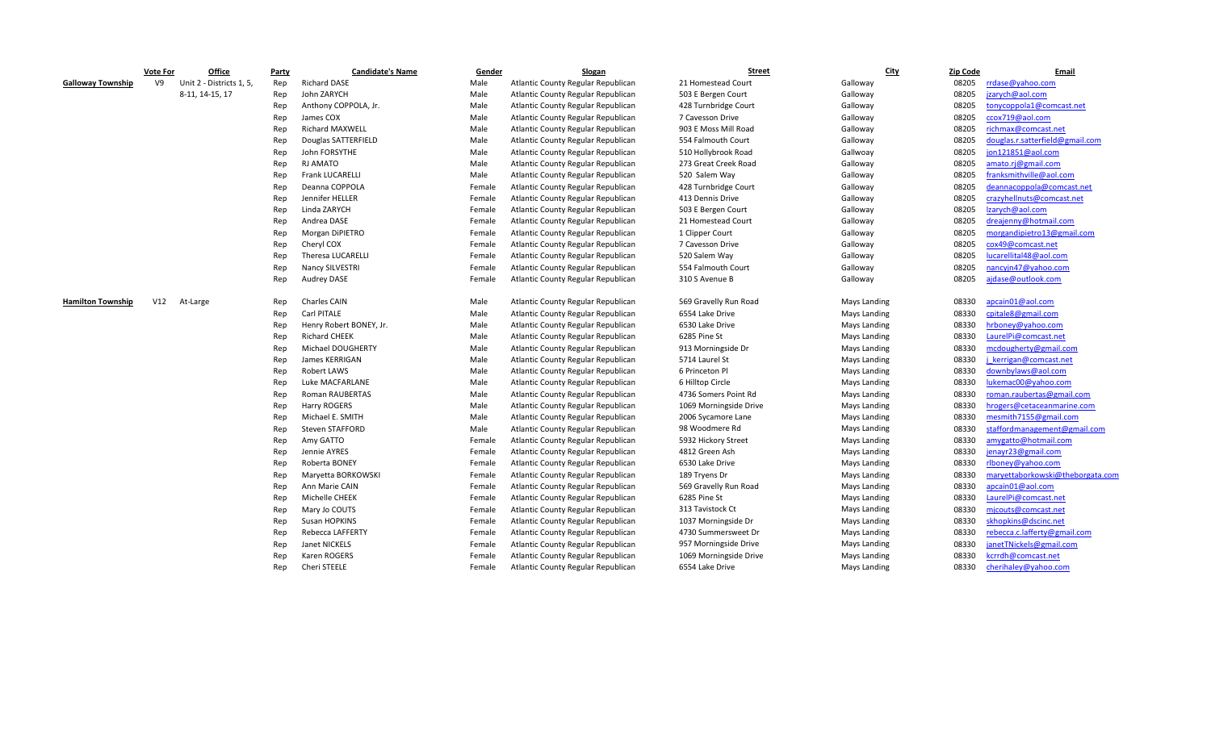| | Vote For | Office | Party | Candidate's Name | Gender | Slogan | Street | City | Zip Code | Email |
|---|---|---|---|---|---|---|---|---|---|---|
| **Galloway Township** | V9 | Unit 2 - Districts 1, 5, 8-11, 14-15, 17 | Rep | Richard DASE | Male | Atlantic County Regular Republican | 21 Homestead Court | Galloway | 08205 | rrdase@yahoo.com |
| | | | Rep | John ZARYCH | Male | Atlantic County Regular Republican | 503 E Bergen Court | Galloway | 08205 | jzarych@aol.com |
| | | | Rep | Anthony COPPOLA, Jr. | Male | Atlantic County Regular Republican | 428 Turnbridge Court | Galloway | 08205 | tonycoppola1@comcast.net |
| | | | Rep | James COX | Male | Atlantic County Regular Republican | 7 Cavesson Drive | Galloway | 08205 | ccox719@aol.com |
| | | | Rep | Richard MAXWELL | Male | Atlantic County Regular Republican | 903 E Moss Mill Road | Galloway | 08205 | richmax@comcast.net |
| | | | Rep | Douglas SATTERFIELD | Male | Atlantic County Regular Republican | 554 Falmouth Court | Galloway | 08205 | douglas.r.satterfield@gmail.com |
| | | | Rep | John FORSYTHE | Male | Atlantic County Regular Republican | 510 Hollybrook Road | Gallwoay | 08205 | jon121851@aol.com |
| | | | Rep | RJ AMATO | Male | Atlantic County Regular Republican | 273 Great Creek Road | Galloway | 08205 | amato.rj@gmail.com |
| | | | Rep | Frank LUCARELLI | Male | Atlantic County Regular Republican | 520 Salem Way | Galloway | 08205 | franksmithville@aol.com |
| | | | Rep | Deanna COPPOLA | Female | Atlantic County Regular Republican | 428 Turnbridge Court | Galloway | 08205 | deannacoppola@comcast.net |
| | | | Rep | Jennifer HELLER | Female | Atlantic County Regular Republican | 413 Dennis Drive | Galloway | 08205 | crazyhellnuts@comcast.net |
| | | | Rep | Linda ZARYCH | Female | Atlantic County Regular Republican | 503 E Bergen Court | Galloway | 08205 | lzarych@aol.com |
| | | | Rep | Andrea DASE | Female | Atlantic County Regular Republican | 21 Homestead Court | Galloway | 08205 | dreajenny@hotmail.com |
| | | | Rep | Morgan DiPIETRO | Female | Atlantic County Regular Republican | 1 Clipper Court | Galloway | 08205 | morgandipietro13@gmail.com |
| | | | Rep | Cheryl COX | Female | Atlantic County Regular Republican | 7 Cavesson Drive | Galloway | 08205 | cox49@comcast.net |
| | | | Rep | Theresa LUCARELLI | Female | Atlantic County Regular Republican | 520 Salem Way | Galloway | 08205 | lucarellital48@aol.com |
| | | | Rep | Nancy SILVESTRI | Female | Atlantic County Regular Republican | 554 Falmouth Court | Galloway | 08205 | nancyjn47@yahoo.com |
| | | | Rep | Audrey DASE | Female | Atlantic County Regular Republican | 310 S Avenue B | Galloway | 08205 | ajdase@outlook.com |
| **Hamilton Township** | V12 | At-Large | Rep | Charles CAIN | Male | Atlantic County Regular Republican | 569 Gravelly Run Road | Mays Landing | 08330 | apcain01@aol.com |
| | | | Rep | Carl PITALE | Male | Atlantic County Regular Republican | 6554 Lake Drive | Mays Landing | 08330 | cpitale8@gmail.com |
| | | | Rep | Henry Robert BONEY, Jr. | Male | Atlantic County Regular Republican | 6530 Lake Drive | Mays Landing | 08330 | hrboney@yahoo.com |
| | | | Rep | Richard CHEEK | Male | Atlantic County Regular Republican | 6285 Pine St | Mays Landing | 08330 | LaurelPi@comcast.net |
| | | | Rep | Michael DOUGHERTY | Male | Atlantic County Regular Republican | 913 Morningside Dr | Mays Landing | 08330 | mcdougherty@gmail.com |
| | | | Rep | James KERRIGAN | Male | Atlantic County Regular Republican | 5714 Laurel St | Mays Landing | 08330 | j_kerrigan@comcast.net |
| | | | Rep | Robert LAWS | Male | Atlantic County Regular Republican | 6 Princeton Pl | Mays Landing | 08330 | downbylaws@aol.com |
| | | | Rep | Luke MACFARLANE | Male | Atlantic County Regular Republican | 6 Hilltop Circle | Mays Landing | 08330 | lukemac00@yahoo.com |
| | | | Rep | Roman RAUBERTAS | Male | Atlantic County Regular Republican | 4736 Somers Point Rd | Mays Landing | 08330 | roman.raubertas@gmail.com |
| | | | Rep | Harry ROGERS | Male | Atlantic County Regular Republican | 1069 Morningside Drive | Mays Landing | 08330 | hrogers@cetaceanmarine.com |
| | | | Rep | Michael E. SMITH | Male | Atlantic County Regular Republican | 2006 Sycamore Lane | Mays Landing | 08330 | mesmith7155@gmail.com |
| | | | Rep | Steven STAFFORD | Male | Atlantic County Regular Republican | 98 Woodmere Rd | Mays Landing | 08330 | staffordmanagement@gmail.com |
| | | | Rep | Amy GATTO | Female | Atlantic County Regular Republican | 5932 Hickory Street | Mays Landing | 08330 | amygatto@hotmail.com |
| | | | Rep | Jennie AYRES | Female | Atlantic County Regular Republican | 4812 Green Ash | Mays Landing | 08330 | jenayr23@gmail.com |
| | | | Rep | Roberta BONEY | Female | Atlantic County Regular Republican | 6530 Lake Drive | Mays Landing | 08330 | rlboney@yahoo.com |
| | | | Rep | Maryetta BORKOWSKI | Female | Atlantic County Regular Republican | 189 Tryens Dr | Mays Landing | 08330 | maryettaborkowski@theborgata.com |
| | | | Rep | Ann Marie CAIN | Female | Atlantic County Regular Republican | 569 Gravelly Run Road | Mays Landing | 08330 | apcain01@aol.com |
| | | | Rep | Michelle CHEEK | Female | Atlantic County Regular Republican | 6285 Pine St | Mays Landing | 08330 | LaurelPi@comcast.net |
| | | | Rep | Mary Jo COUTS | Female | Atlantic County Regular Republican | 313 Tavistock Ct | Mays Landing | 08330 | mjcouts@comcast.net |
| | | | Rep | Susan HOPKINS | Female | Atlantic County Regular Republican | 1037 Morningside Dr | Mays Landing | 08330 | skhopkins@dscinc.net |
| | | | Rep | Rebecca LAFFERTY | Female | Atlantic County Regular Republican | 4730 Summersweet Dr | Mays Landing | 08330 | rebecca.c.lafferty@gmail.com |
| | | | Rep | Janet NICKELS | Female | Atlantic County Regular Republican | 957 Morningside Drive | Mays Landing | 08330 | janetTNickels@gmail.com |
| | | | Rep | Karen ROGERS | Female | Atlantic County Regular Republican | 1069 Morningside Drive | Mays Landing | 08330 | kcrrdh@comcast.net |
| | | | Rep | Cheri STEELE | Female | Atlantic County Regular Republican | 6554 Lake Drive | Mays Landing | 08330 | cherihaley@yahoo.com |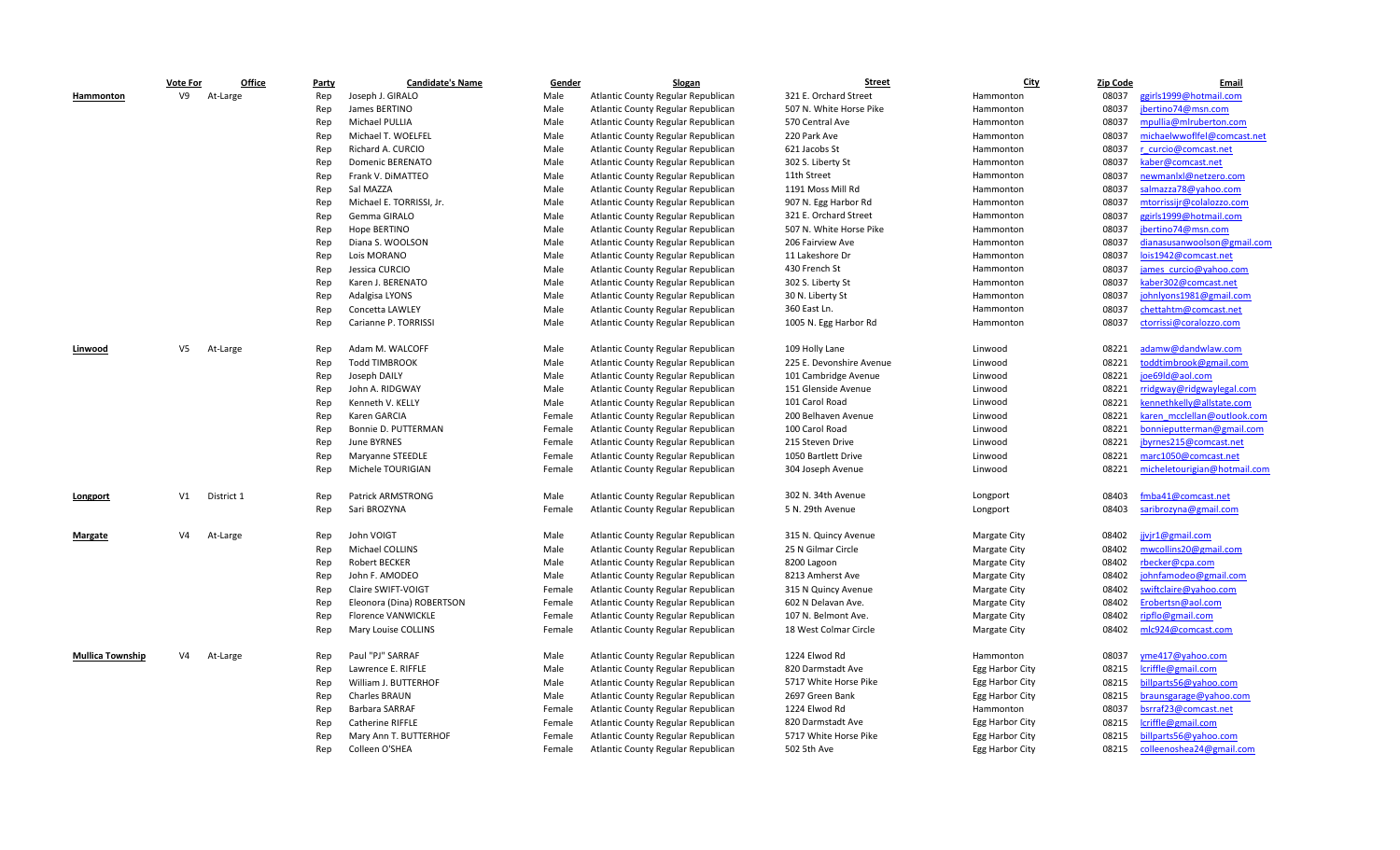| | Vote For | Office | Party | Candidate's Name | Gender | Slogan | Street | City | Zip Code | Email |
|---|---|---|---|---|---|---|---|---|---|---|
| **Hammonton** | V9 | At-Large | Rep | Joseph J. GIRALO | Male | Atlantic County Regular Republican | 321 E. Orchard Street | Hammonton | 08037 | ggirls1999@hotmail.com |
| | | | Rep | James BERTINO | Male | Atlantic County Regular Republican | 507 N. White Horse Pike | Hammonton | 08037 | jbertino74@msn.com |
| | | | Rep | Michael PULLIA | Male | Atlantic County Regular Republican | 570 Central Ave | Hammonton | 08037 | mpullia@mlruberton.com |
| | | | Rep | Michael T. WOELFEL | Male | Atlantic County Regular Republican | 220 Park Ave | Hammonton | 08037 | michaelwwoflfel@comcast.net |
| | | | Rep | Richard A. CURCIO | Male | Atlantic County Regular Republican | 621 Jacobs St | Hammonton | 08037 | r_curcio@comcast.net |
| | | | Rep | Domenic BERENATO | Male | Atlantic County Regular Republican | 302 S. Liberty St | Hammonton | 08037 | kaber@comcast.net |
| | | | Rep | Frank V. DiMATTEO | Male | Atlantic County Regular Republican | 11th Street | Hammonton | 08037 | newmanlxl@netzero.com |
| | | | Rep | Sal MAZZA | Male | Atlantic County Regular Republican | 1191 Moss Mill Rd | Hammonton | 08037 | salmazza78@yahoo.com |
| | | | Rep | Michael E. TORRISSI, Jr. | Male | Atlantic County Regular Republican | 907 N. Egg Harbor Rd | Hammonton | 08037 | mtorrissijr@colalozzo.com |
| | | | Rep | Gemma GIRALO | Male | Atlantic County Regular Republican | 321 E. Orchard Street | Hammonton | 08037 | ggirls1999@hotmail.com |
| | | | Rep | Hope BERTINO | Male | Atlantic County Regular Republican | 507 N. White Horse Pike | Hammonton | 08037 | jbertino74@msn.com |
| | | | Rep | Diana S. WOOLSON | Male | Atlantic County Regular Republican | 206 Fairview Ave | Hammonton | 08037 | dianasusanwoolson@gmail.com |
| | | | Rep | Lois MORANO | Male | Atlantic County Regular Republican | 11 Lakeshore Dr | Hammonton | 08037 | lois1942@comcast.net |
| | | | Rep | Jessica CURCIO | Male | Atlantic County Regular Republican | 430 French St | Hammonton | 08037 | james_curcio@yahoo.com |
| | | | Rep | Karen J. BERENATO | Male | Atlantic County Regular Republican | 302 S. Liberty St | Hammonton | 08037 | kaber302@comcast.net |
| | | | Rep | Adalgisa LYONS | Male | Atlantic County Regular Republican | 30 N. Liberty St | Hammonton | 08037 | johnlyons1981@gmail.com |
| | | | Rep | Concetta LAWLEY | Male | Atlantic County Regular Republican | 360 East Ln. | Hammonton | 08037 | chettahtm@comcast.net |
| | | | Rep | Carianne P. TORRISSI | Male | Atlantic County Regular Republican | 1005 N. Egg Harbor Rd | Hammonton | 08037 | ctorrissi@coralozzo.com |
| **Linwood** | V5 | At-Large | Rep | Adam M. WALCOFF | Male | Atlantic County Regular Republican | 109 Holly Lane | Linwood | 08221 | adamw@dandwlaw.com |
| | | | Rep | Todd TIMBROOK | Male | Atlantic County Regular Republican | 225 E. Devonshire Avenue | Linwood | 08221 | toddtimbrook@gmail.com |
| | | | Rep | Joseph DAILY | Male | Atlantic County Regular Republican | 101 Cambridge Avenue | Linwood | 08221 | joe69ld@aol.com |
| | | | Rep | John A. RIDGWAY | Male | Atlantic County Regular Republican | 151 Glenside Avenue | Linwood | 08221 | rridgway@ridgwaylegal.com |
| | | | Rep | Kenneth V. KELLY | Male | Atlantic County Regular Republican | 101 Carol Road | Linwood | 08221 | kennethkelly@allstate.com |
| | | | Rep | Karen GARCIA | Female | Atlantic County Regular Republican | 200 Belhaven Avenue | Linwood | 08221 | karen_mcclellan@outlook.com |
| | | | Rep | Bonnie D. PUTTERMAN | Female | Atlantic County Regular Republican | 100 Carol Road | Linwood | 08221 | bonnieputterman@gmail.com |
| | | | Rep | June BYRNES | Female | Atlantic County Regular Republican | 215 Steven Drive | Linwood | 08221 | jbyrnes215@comcast.net |
| | | | Rep | Maryanne STEEDLE | Female | Atlantic County Regular Republican | 1050 Bartlett Drive | Linwood | 08221 | marc1050@comcast.net |
| | | | Rep | Michele TOURIGIAN | Female | Atlantic County Regular Republican | 304 Joseph Avenue | Linwood | 08221 | micheletourigian@hotmail.com |
| **Longport** | V1 | District 1 | Rep | Patrick ARMSTRONG | Male | Atlantic County Regular Republican | 302 N. 34th Avenue | Longport | 08403 | fmba41@comcast.net |
| | | | Rep | Sari BROZYNA | Female | Atlantic County Regular Republican | 5 N. 29th Avenue | Longport | 08403 | saribrozyna@gmail.com |
| **Margate** | V4 | At-Large | Rep | John VOIGT | Male | Atlantic County Regular Republican | 315 N. Quincy Avenue | Margate City | 08402 | jjvjr1@gmail.com |
| | | | Rep | Michael COLLINS | Male | Atlantic County Regular Republican | 25 N Gilmar Circle | Margate City | 08402 | mwcollins20@gmail.com |
| | | | Rep | Robert BECKER | Male | Atlantic County Regular Republican | 8200 Lagoon | Margate City | 08402 | rbecker@cpa.com |
| | | | Rep | John F. AMODEO | Male | Atlantic County Regular Republican | 8213 Amherst Ave | Margate City | 08402 | johnfamodeo@gmail.com |
| | | | Rep | Claire SWIFT-VOIGT | Female | Atlantic County Regular Republican | 315 N Quincy Avenue | Margate City | 08402 | swiftclaire@yahoo.com |
| | | | Rep | Eleonora (Dina) ROBERTSON | Female | Atlantic County Regular Republican | 602 N Delavan Ave. | Margate City | 08402 | Erobertsn@aol.com |
| | | | Rep | Florence VANWICKLE | Female | Atlantic County Regular Republican | 107 N. Belmont Ave. | Margate City | 08402 | ripflo@gmail.com |
| | | | Rep | Mary Louise COLLINS | Female | Atlantic County Regular Republican | 18 West Colmar Circle | Margate City | 08402 | mlc924@comcast.com |
| **Mullica Township** | V4 | At-Large | Rep | Paul "PJ" SARRAF | Male | Atlantic County Regular Republican | 1224 Elwod Rd | Hammonton | 08037 | yme417@yahoo.com |
| | | | Rep | Lawrence E. RIFFLE | Male | Atlantic County Regular Republican | 820 Darmstadt Ave | Egg Harbor City | 08215 | lcriffle@gmail.com |
| | | | Rep | William J. BUTTERHOF | Male | Atlantic County Regular Republican | 5717 White Horse Pike | Egg Harbor City | 08215 | billparts56@yahoo.com |
| | | | Rep | Charles BRAUN | Male | Atlantic County Regular Republican | 2697 Green Bank | Egg Harbor City | 08215 | braunsgarage@yahoo.com |
| | | | Rep | Barbara SARRAF | Female | Atlantic County Regular Republican | 1224 Elwod Rd | Hammonton | 08037 | bsrraf23@comcast.net |
| | | | Rep | Catherine RIFFLE | Female | Atlantic County Regular Republican | 820 Darmstadt Ave | Egg Harbor City | 08215 | lcriffle@gmail.com |
| | | | Rep | Mary Ann T. BUTTERHOF | Female | Atlantic County Regular Republican | 5717 White Horse Pike | Egg Harbor City | 08215 | billparts56@yahoo.com |
| | | | Rep | Colleen O'SHEA | Female | Atlantic County Regular Republican | 502 5th Ave | Egg Harbor City | 08215 | colleenoshea24@gmail.com |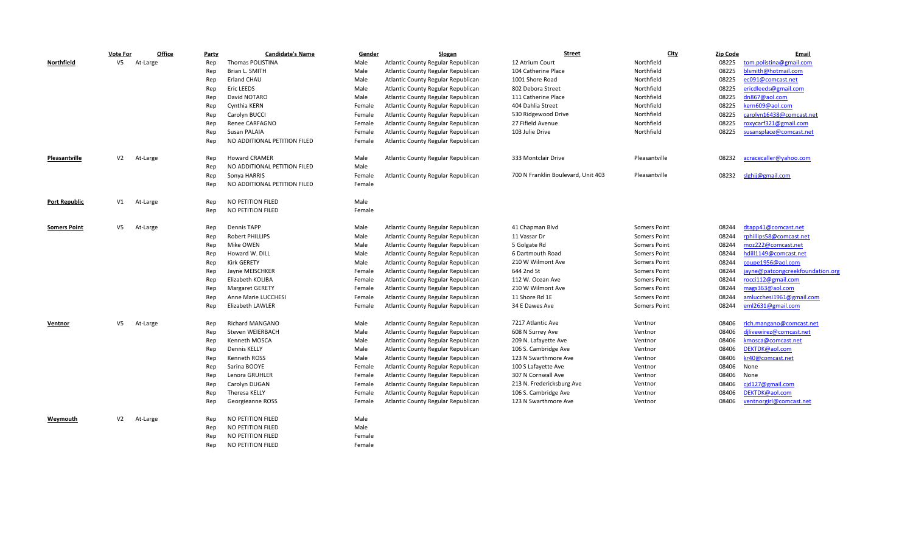| | Vote For | Office | Party | Candidate's Name | Gender | Slogan | Street | City | Zip Code | Email |
|---|---|---|---|---|---|---|---|---|---|---|
| **Northfield** | V5 | At-Large | Rep | Thomas POLISTINA | Male | Atlantic County Regular Republican | 12 Atrium Court | Northfield | 08225 | tom.polistina@gmail.com |
| | | | Rep | Brian L. SMITH | Male | Atlantic County Regular Republican | 104 Catherine Place | Northfield | 08225 | blsmith@hotmail.com |
| | | | Rep | Erland CHAU | Male | Atlantic County Regular Republican | 1001 Shore Road | Northfield | 08225 | ec091@comcast.net |
| | | | Rep | Eric LEEDS | Male | Atlantic County Regular Republican | 802 Debora Street | Northfield | 08225 | ericdleeds@gmail.com |
| | | | Rep | David NOTARO | Male | Atlantic County Regular Republican | 111 Catherine Place | Northfield | 08225 | dn867@aol.com |
| | | | Rep | Cynthia KERN | Female | Atlantic County Regular Republican | 404 Dahlia Street | Northfield | 08225 | kern609@aol.com |
| | | | Rep | Carolyn BUCCI | Female | Atlantic County Regular Republican | 530 Ridgewood Drive | Northfield | 08225 | carolyn16438@comcast.net |
| | | | Rep | Renee CARFAGNO | Female | Atlantic County Regular Republican | 27 Fifield Avenue | Northfield | 08225 | roxycarf321@gmail.com |
| | | | Rep | Susan PALAIA | Female | Atlantic County Regular Republican | 103 Julie Drive | Northfield | 08225 | susansplace@comcast.net |
| | | | Rep | NO ADDITIONAL PETITION FILED | Female | Atlantic County Regular Republican | | | | |
| **Pleasantville** | V2 | At-Large | Rep | Howard CRAMER | Male | Atlantic County Regular Republican | 333 Montclair Drive | Pleasantville | 08232 | acracecaller@yahoo.com |
| | | | Rep | NO ADDITIONAL PETITION FILED | Male | | | | | |
| | | | Rep | Sonya HARRIS | Female | Atlantic County Regular Republican | 700 N Franklin Boulevard, Unit 403 | Pleasantville | 08232 | slghjj@gmail.com |
| | | | Rep | NO ADDITIONAL PETITION FILED | Female | | | | | |
| **Port Republic** | V1 | At-Large | Rep | NO PETITION FILED | Male | | | | | |
| | | | Rep | NO PETITION FILED | Female | | | | | |
| **Somers Point** | V5 | At-Large | Rep | Dennis TAPP | Male | Atlantic County Regular Republican | 41 Chapman Blvd | Somers Point | 08244 | dtapp41@comcast.net |
| | | | Rep | Robert PHILLIPS | Male | Atlantic County Regular Republican | 11 Vassar Dr | Somers Point | 08244 | rphillips58@comcast.net |
| | | | Rep | Mike OWEN | Male | Atlantic County Regular Republican | 5 Golgate Rd | Somers Point | 08244 | moz222@comcast.net |
| | | | Rep | Howard W. DILL | Male | Atlantic County Regular Republican | 6 Dartmouth Road | Somers Point | 08244 | hdill1149@comcast.net |
| | | | Rep | Kirk GERETY | Male | Atlantic County Regular Republican | 210 W Wilmont Ave | Somers Point | 08244 | coupe1956@aol.com |
| | | | Rep | Jayne MEISCHKER | Female | Atlantic County Regular Republican | 644 2nd St | Somers Point | 08244 | jayne@patcongcreekfoundation.org |
| | | | Rep | Elizabeth KOLIBA | Female | Atlantic County Regular Republican | 112 W. Ocean Ave | Somers Point | 08244 | rocci112@gmail.com |
| | | | Rep | Margaret GERETY | Female | Atlantic County Regular Republican | 210 W Wilmont Ave | Somers Point | 08244 | mags363@aol.com |
| | | | Rep | Anne Marie LUCCHESI | Female | Atlantic County Regular Republican | 11 Shore Rd 1E | Somers Point | 08244 | amlucchesi1961@gmail.com |
| | | | Rep | Elizabeth LAWLER | Female | Atlantic County Regular Republican | 34 E Dawes Ave | Somers Point | 08244 | eml2631@gmail.com |
| **Ventnor** | V5 | At-Large | Rep | Richard MANGANO | Male | Atlantic County Regular Republican | 7217 Atlantic Ave | Ventnor | 08406 | rich.mangano@comcast.net |
| | | | Rep | Steven WEIERBACH | Male | Atlantic County Regular Republican | 608 N Surrey Ave | Ventnor | 08406 | djlivewirez@comcast.net |
| | | | Rep | Kenneth MOSCA | Male | Atlantic County Regular Republican | 209 N. Lafayette Ave | Ventnor | 08406 | kmosca@comcast.net |
| | | | Rep | Dennis KELLY | Male | Atlantic County Regular Republican | 106 S. Cambridge Ave | Ventnor | 08406 | DEKTDK@aol.com |
| | | | Rep | Kenneth ROSS | Male | Atlantic County Regular Republican | 123 N Swarthmore Ave | Ventnor | 08406 | kr40@comcast.net |
| | | | Rep | Sarina BOOYE | Female | Atlantic County Regular Republican | 100 S Lafayette Ave | Ventnor | 08406 | None |
| | | | Rep | Lenora GRUHLER | Female | Atlantic County Regular Republican | 307 N Cornwall Ave | Ventnor | 08406 | None |
| | | | Rep | Carolyn DUGAN | Female | Atlantic County Regular Republican | 213 N. Fredericksburg Ave | Ventnor | 08406 | cjd127@gmail.com |
| | | | Rep | Theresa KELLY | Female | Atlantic County Regular Republican | 106 S. Cambridge Ave | Ventnor | 08406 | DEKTDK@aol.com |
| | | | Rep | Georgieanne ROSS | Female | Atlantic County Regular Republican | 123 N Swarthmore Ave | Ventnor | 08406 | ventnorgirl@comcast.net |
| **Weymouth** | V2 | At-Large | Rep | NO PETITION FILED | Male | | | | | |
| | | | Rep | NO PETITION FILED | Male | | | | | |
| | | | Rep | NO PETITION FILED | Female | | | | | |
| | | | Rep | NO PETITION FILED | Female | | | | | |